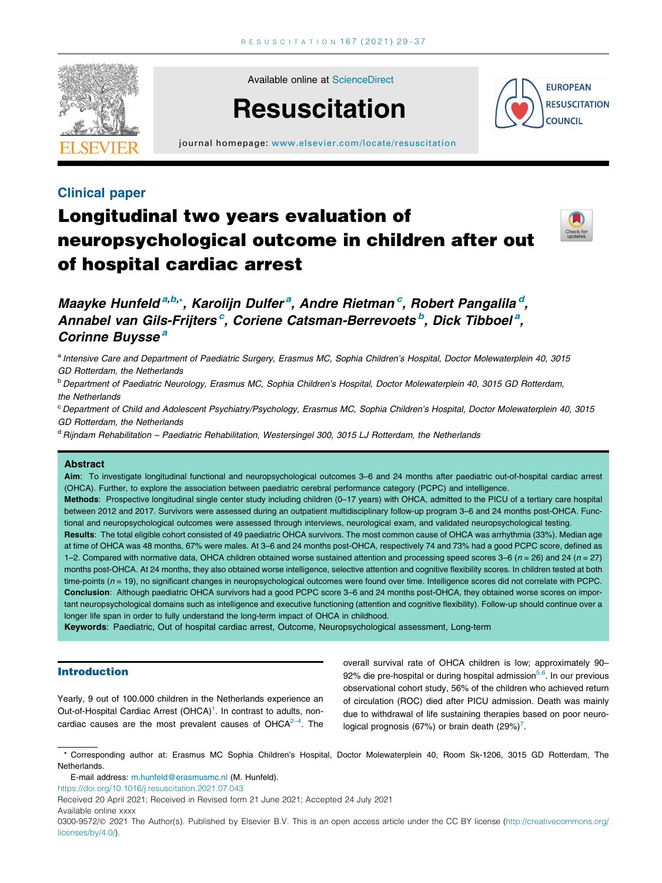## Clinical paper

# Longitudinal two years evaluation of neuropsychological outcome in children after out of hospital cardiac arrest

*Maayke Hunfeld*[a,b,*], *Karolijn Dulfer*[a], *Andre Rietman*[c], *Robert Pangalila*[d], *Annabel van Gils-Frijters*[c], *Coriene Catsman-Berrevoets*[b], *Dick Tibboel*[a], *Corinne Buysse*[a]

[a] *Intensive Care and Department of Paediatric Surgery, Erasmus MC, Sophia Children's Hospital, Doctor Molewaterplein 40, 3015 GD Rotterdam, the Netherlands*

[b] *Department of Paediatric Neurology, Erasmus MC, Sophia Children's Hospital, Doctor Molewaterplein 40, 3015 GD Rotterdam, the Netherlands*

[c] *Department of Child and Adolescent Psychiatry/Psychology, Erasmus MC, Sophia Children's Hospital, Doctor Molewaterplein 40, 3015 GD Rotterdam, the Netherlands*

[d] *Rijndam Rehabilitation – Paediatric Rehabilitation, Westersingel 300, 3015 LJ Rotterdam, the Netherlands*

## Abstract

**Aim**: To investigate longitudinal functional and neuropsychological outcomes 3–6 and 24 months after paediatric out-of-hospital cardiac arrest (OHCA). Further, to explore the association between paediatric cerebral performance category (PCPC) and intelligence.

**Methods**: Prospective longitudinal single center study including children (0–17 years) with OHCA, admitted to the PICU of a tertiary care hospital between 2012 and 2017. Survivors were assessed during an outpatient multidisciplinary follow-up program 3–6 and 24 months post-OHCA. Functional and neuropsychological outcomes were assessed through interviews, neurological exam, and validated neuropsychological testing.

**Results**: The total eligible cohort consisted of 49 paediatric OHCA survivors. The most common cause of OHCA was arrhythmia (33%). Median age at time of OHCA was 48 months, 67% were males. At 3–6 and 24 months post-OHCA, respectively 74 and 73% had a good PCPC score, defined as 1–2. Compared with normative data, OHCA children obtained worse sustained attention and processing speed scores 3–6 ($n = 26$) and 24 ($n = 27$) months post-OHCA. At 24 months, they also obtained worse intelligence, selective attention and cognitive flexibility scores. In children tested at both time-points ($n = 19$), no significant changes in neuropsychological outcomes were found over time. Intelligence scores did not correlate with PCPC.

**Conclusion**: Although paediatric OHCA survivors had a good PCPC score 3–6 and 24 months post-OHCA, they obtained worse scores on important neuropsychological domains such as intelligence and executive functioning (attention and cognitive flexibility). Follow-up should continue over a longer life span in order to fully understand the long-term impact of OHCA in childhood.

**Keywords**: Paediatric, Out of hospital cardiac arrest, Outcome, Neuropsychological assessment, Long-term

## Introduction

Yearly, 9 out of 100.000 children in the Netherlands experience an Out-of-Hospital Cardiac Arrest (OHCA)[1]. In contrast to adults, non-cardiac causes are the most prevalent causes of OHCA[2–4]. The overall survival rate of OHCA children is low; approximately 90–92% die pre-hospital or during hospital admission[5,6]. In our previous observational cohort study, 56% of the children who achieved return of circulation (ROC) died after PICU admission. Death was mainly due to withdrawal of life sustaining therapies based on poor neurological prognosis (67%) or brain death (29%)[7].

---

* Corresponding author at: Erasmus MC Sophia Children's Hospital, Doctor Molewaterplein 40, Room Sk-1206, 3015 GD Rotterdam, The Netherlands.

E-mail address: m.hunfeld@erasmusmc.nl (M. Hunfeld).

https://doi.org/10.1016/j.resuscitation.2021.07.043

Received 20 April 2021; Received in Revised form 21 June 2021; Accepted 24 July 2021

Available online xxxx

0300-9572/© 2021 The Author(s). Published by Elsevier B.V. This is an open access article under the CC BY license (http://creativecommons.org/licenses/by/4.0/).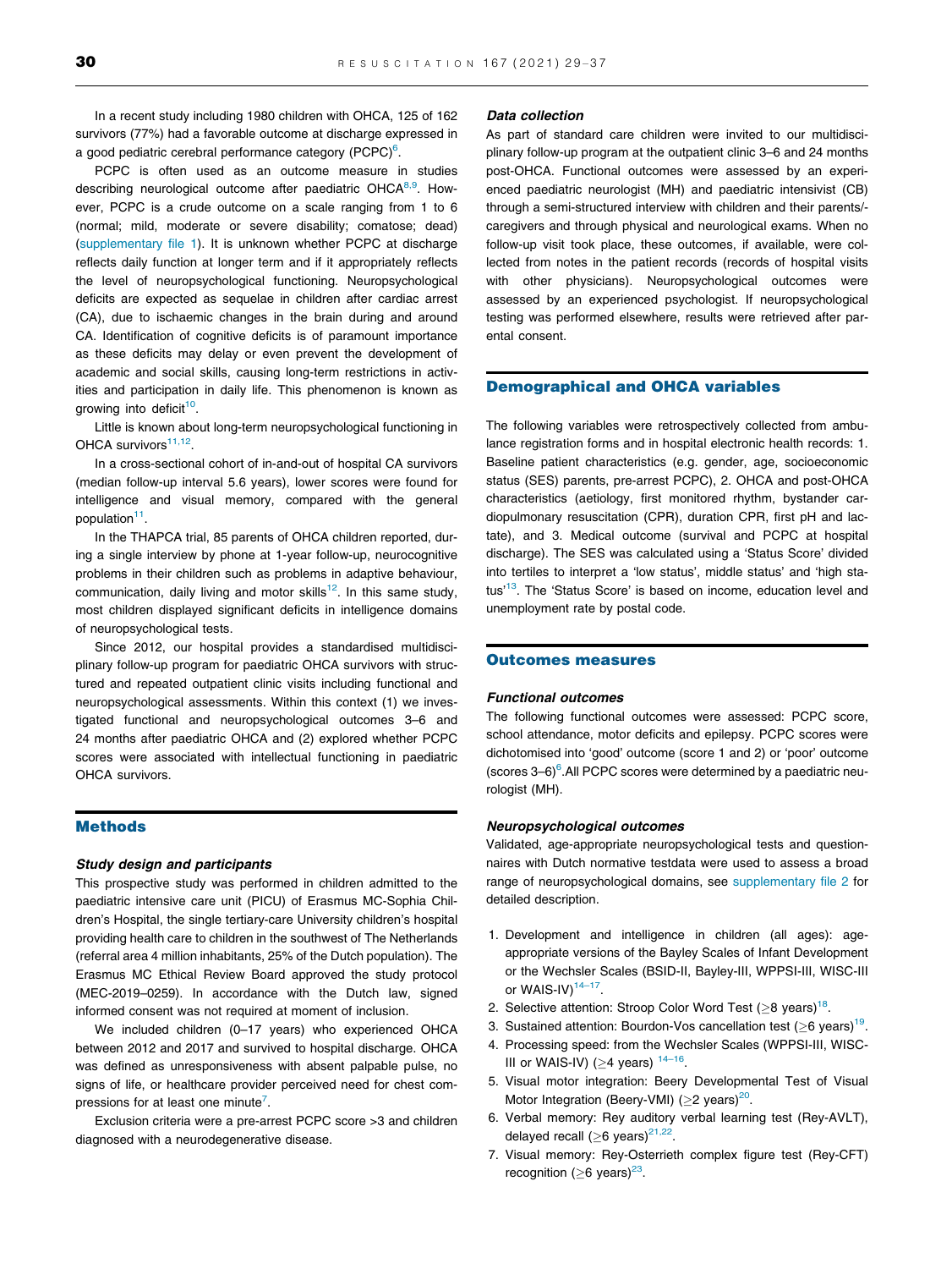In a recent study including 1980 children with OHCA, 125 of 162 survivors (77%) had a favorable outcome at discharge expressed in a good pediatric cerebral performance category (PCPC)[6].

PCPC is often used as an outcome measure in studies describing neurological outcome after paediatric OHCA[8,9]. However, PCPC is a crude outcome on a scale ranging from 1 to 6 (normal; mild, moderate or severe disability; comatose; dead) (supplementary file 1). It is unknown whether PCPC at discharge reflects daily function at longer term and if it appropriately reflects the level of neuropsychological functioning. Neuropsychological deficits are expected as sequelae in children after cardiac arrest (CA), due to ischaemic changes in the brain during and around CA. Identification of cognitive deficits is of paramount importance as these deficits may delay or even prevent the development of academic and social skills, causing long-term restrictions in activities and participation in daily life. This phenomenon is known as growing into deficit[10].

Little is known about long-term neuropsychological functioning in OHCA survivors[11,12].

In a cross-sectional cohort of in-and-out of hospital CA survivors (median follow-up interval 5.6 years), lower scores were found for intelligence and visual memory, compared with the general population[11].

In the THAPCA trial, 85 parents of OHCA children reported, during a single interview by phone at 1-year follow-up, neurocognitive problems in their children such as problems in adaptive behaviour, communication, daily living and motor skills[12]. In this same study, most children displayed significant deficits in intelligence domains of neuropsychological tests.

Since 2012, our hospital provides a standardised multidisciplinary follow-up program for paediatric OHCA survivors with structured and repeated outpatient clinic visits including functional and neuropsychological assessments. Within this context (1) we investigated functional and neuropsychological outcomes 3–6 and 24 months after paediatric OHCA and (2) explored whether PCPC scores were associated with intellectual functioning in paediatric OHCA survivors.

## Methods

### Study design and participants

This prospective study was performed in children admitted to the paediatric intensive care unit (PICU) of Erasmus MC-Sophia Children's Hospital, the single tertiary-care University children's hospital providing health care to children in the southwest of The Netherlands (referral area 4 million inhabitants, 25% of the Dutch population). The Erasmus MC Ethical Review Board approved the study protocol (MEC-2019–0259). In accordance with the Dutch law, signed informed consent was not required at moment of inclusion.

We included children (0–17 years) who experienced OHCA between 2012 and 2017 and survived to hospital discharge. OHCA was defined as unresponsiveness with absent palpable pulse, no signs of life, or healthcare provider perceived need for chest compressions for at least one minute[7].

Exclusion criteria were a pre-arrest PCPC score >3 and children diagnosed with a neurodegenerative disease.

### Data collection

As part of standard care children were invited to our multidisciplinary follow-up program at the outpatient clinic 3–6 and 24 months post-OHCA. Functional outcomes were assessed by an experienced paediatric neurologist (MH) and paediatric intensivist (CB) through a semi-structured interview with children and their parents/caregivers and through physical and neurological exams. When no follow-up visit took place, these outcomes, if available, were collected from notes in the patient records (records of hospital visits with other physicians). Neuropsychological outcomes were assessed by an experienced psychologist. If neuropsychological testing was performed elsewhere, results were retrieved after parental consent.

## Demographical and OHCA variables

The following variables were retrospectively collected from ambulance registration forms and in hospital electronic health records: 1. Baseline patient characteristics (e.g. gender, age, socioeconomic status (SES) parents, pre-arrest PCPC), 2. OHCA and post-OHCA characteristics (aetiology, first monitored rhythm, bystander cardiopulmonary resuscitation (CPR), duration CPR, first pH and lactate), and 3. Medical outcome (survival and PCPC at hospital discharge). The SES was calculated using a 'Status Score' divided into tertiles to interpret a 'low status', middle status' and 'high status'[13]. The 'Status Score' is based on income, education level and unemployment rate by postal code.

## Outcomes measures

### Functional outcomes

The following functional outcomes were assessed: PCPC score, school attendance, motor deficits and epilepsy. PCPC scores were dichotomised into 'good' outcome (score 1 and 2) or 'poor' outcome (scores 3–6)[6].All PCPC scores were determined by a paediatric neurologist (MH).

### Neuropsychological outcomes

Validated, age-appropriate neuropsychological tests and questionnaires with Dutch normative testdata were used to assess a broad range of neuropsychological domains, see supplementary file 2 for detailed description.

1. Development and intelligence in children (all ages): age-appropriate versions of the Bayley Scales of Infant Development or the Wechsler Scales (BSID-II, Bayley-III, WPPSI-III, WISC-III or WAIS-IV)[14–17].
2. Selective attention: Stroop Color Word Test (≥8 years)[18].
3. Sustained attention: Bourdon-Vos cancellation test (≥6 years)[19].
4. Processing speed: from the Wechsler Scales (WPPSI-III, WISC-III or WAIS-IV) (≥4 years)[14–16].
5. Visual motor integration: Beery Developmental Test of Visual Motor Integration (Beery-VMI) (≥2 years)[20].
6. Verbal memory: Rey auditory verbal learning test (Rey-AVLT), delayed recall (≥6 years)[21,22].
7. Visual memory: Rey-Osterrieth complex figure test (Rey-CFT) recognition (≥6 years)[23].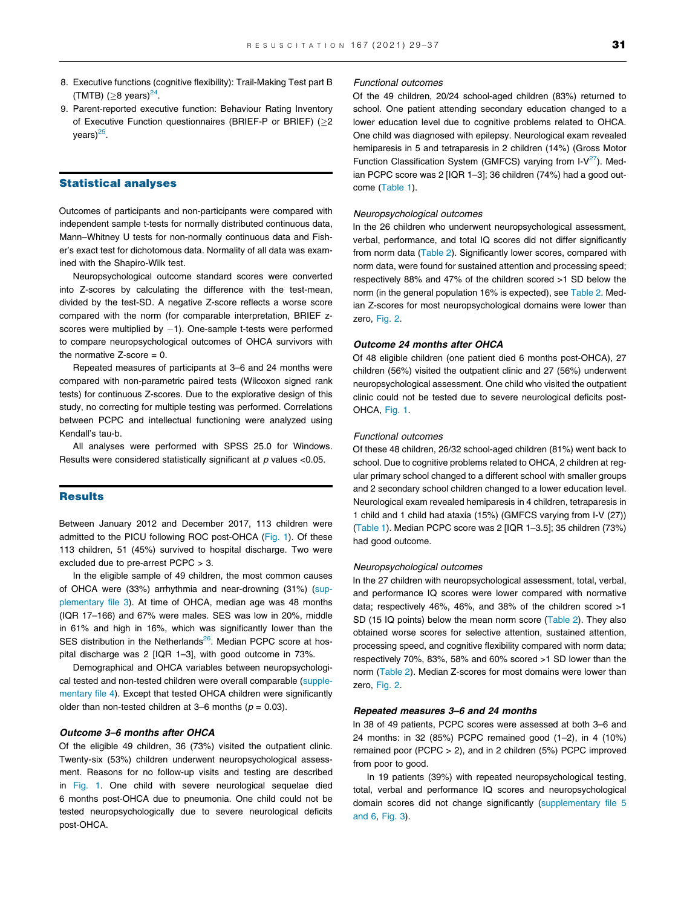8. Executive functions (cognitive flexibility): Trail-Making Test part B (TMTB) (≥8 years)[24].
9. Parent-reported executive function: Behaviour Rating Inventory of Executive Function questionnaires (BRIEF-P or BRIEF) (≥2 years)[25].

## Statistical analyses

Outcomes of participants and non-participants were compared with independent sample t-tests for normally distributed continuous data, Mann–Whitney U tests for non-normally continuous data and Fisher's exact test for dichotomous data. Normality of all data was examined with the Shapiro-Wilk test.

Neuropsychological outcome standard scores were converted into Z-scores by calculating the difference with the test-mean, divided by the test-SD. A negative Z-score reflects a worse score compared with the norm (for comparable interpretation, BRIEF z-scores were multiplied by −1). One-sample t-tests were performed to compare neuropsychological outcomes of OHCA survivors with the normative Z-score = 0.

Repeated measures of participants at 3–6 and 24 months were compared with non-parametric paired tests (Wilcoxon signed rank tests) for continuous Z-scores. Due to the explorative design of this study, no correcting for multiple testing was performed. Correlations between PCPC and intellectual functioning were analyzed using Kendall's tau-b.

All analyses were performed with SPSS 25.0 for Windows. Results were considered statistically significant at $p$ values <0.05.

## Results

Between January 2012 and December 2017, 113 children were admitted to the PICU following ROC post-OHCA (Fig. 1). Of these 113 children, 51 (45%) survived to hospital discharge. Two were excluded due to pre-arrest PCPC > 3.

In the eligible sample of 49 children, the most common causes of OHCA were (33%) arrhythmia and near-drowning (31%) (supplementary file 3). At time of OHCA, median age was 48 months (IQR 17–166) and 67% were males. SES was low in 20%, middle in 61% and high in 16%, which was significantly lower than the SES distribution in the Netherlands[26]. Median PCPC score at hospital discharge was 2 [IQR 1–3], with good outcome in 73%.

Demographical and OHCA variables between neuropsychological tested and non-tested children were overall comparable (supplementary file 4). Except that tested OHCA children were significantly older than non-tested children at 3–6 months ($p$ = 0.03).

### Outcome 3–6 months after OHCA

Of the eligible 49 children, 36 (73%) visited the outpatient clinic. Twenty-six (53%) children underwent neuropsychological assessment. Reasons for no follow-up visits and testing are described in Fig. 1. One child with severe neurological sequelae died 6 months post-OHCA due to pneumonia. One child could not be tested neuropsychologically due to severe neurological deficits post-OHCA.

#### *Functional outcomes*

Of the 49 children, 20/24 school-aged children (83%) returned to school. One patient attending secondary education changed to a lower education level due to cognitive problems related to OHCA. One child was diagnosed with epilepsy. Neurological exam revealed hemiparesis in 5 and tetraparesis in 2 children (14%) (Gross Motor Function Classification System (GMFCS) varying from I-V[27]). Median PCPC score was 2 [IQR 1–3]; 36 children (74%) had a good outcome (Table 1).

#### *Neuropsychological outcomes*

In the 26 children who underwent neuropsychological assessment, verbal, performance, and total IQ scores did not differ significantly from norm data (Table 2). Significantly lower scores, compared with norm data, were found for sustained attention and processing speed; respectively 88% and 47% of the children scored >1 SD below the norm (in the general population 16% is expected), see Table 2. Median Z-scores for most neuropsychological domains were lower than zero, Fig. 2.

### Outcome 24 months after OHCA

Of 48 eligible children (one patient died 6 months post-OHCA), 27 children (56%) visited the outpatient clinic and 27 (56%) underwent neuropsychological assessment. One child who visited the outpatient clinic could not be tested due to severe neurological deficits post-OHCA, Fig. 1.

#### *Functional outcomes*

Of these 48 children, 26/32 school-aged children (81%) went back to school. Due to cognitive problems related to OHCA, 2 children at regular primary school changed to a different school with smaller groups and 2 secondary school children changed to a lower education level. Neurological exam revealed hemiparesis in 4 children, tetraparesis in 1 child and 1 child had ataxia (15%) (GMFCS varying from I-V (27)) (Table 1). Median PCPC score was 2 [IQR 1–3.5]; 35 children (73%) had good outcome.

#### *Neuropsychological outcomes*

In the 27 children with neuropsychological assessment, total, verbal, and performance IQ scores were lower compared with normative data; respectively 46%, 46%, and 38% of the children scored >1 SD (15 IQ points) below the mean norm score (Table 2). They also obtained worse scores for selective attention, sustained attention, processing speed, and cognitive flexibility compared with norm data; respectively 70%, 83%, 58% and 60% scored >1 SD lower than the norm (Table 2). Median Z-scores for most domains were lower than zero, Fig. 2.

### Repeated measures 3–6 and 24 months

In 38 of 49 patients, PCPC scores were assessed at both 3–6 and 24 months: in 32 (85%) PCPC remained good (1–2), in 4 (10%) remained poor (PCPC > 2), and in 2 children (5%) PCPC improved from poor to good.

In 19 patients (39%) with repeated neuropsychological testing, total, verbal and performance IQ scores and neuropsychological domain scores did not change significantly (supplementary file 5 and 6, Fig. 3).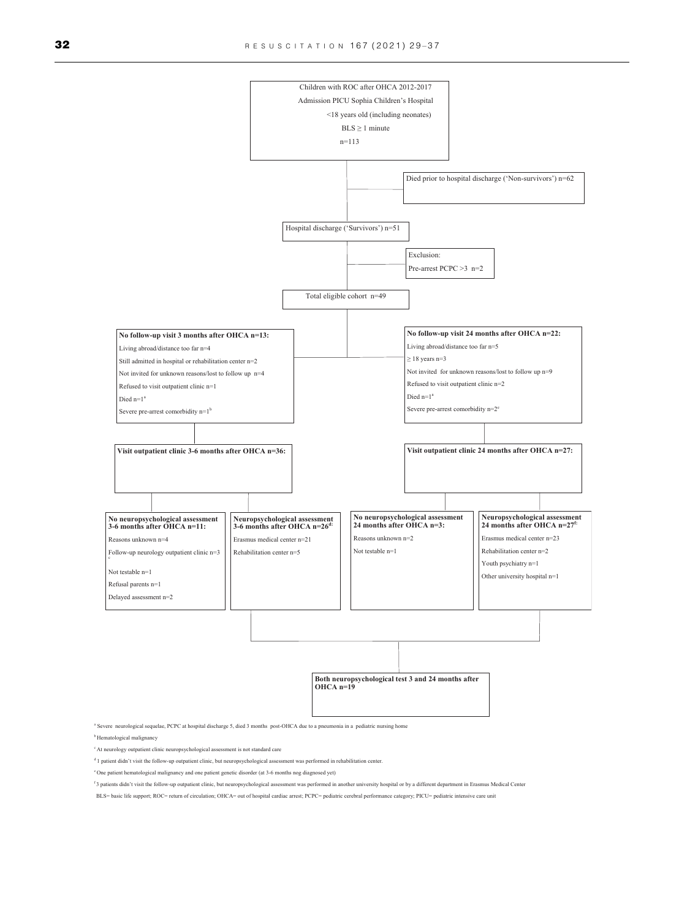Children with ROC after OHCA 2012-2017

Admission PICU Sophia Children's Hospital

<18 years old (including neonates)

BLS ≥ 1 minute

n=113

Died prior to hospital discharge ('Non-survivors') n=62

Hospital discharge ('Survivors') n=51

Exclusion:

Pre-arrest PCPC >3 n=2

Total eligible cohort n=49

**No follow-up visit 3 months after OHCA n=13:**

Living abroad/distance too far n=4

Still admitted in hospital or rehabilitation center n=2

Not invited for unknown reasons/lost to follow up n=4

Refused to visit outpatient clinic n=1

Died n=1[a]

Severe pre-arrest comorbidity n=1[b]

**No follow-up visit 24 months after OHCA n=22:**

Living abroad/distance too far n=5

≥ 18 years n=3

Not invited for unknown reasons/lost to follow up n=9

Refused to visit outpatient clinic n=2

Died n=1[a]

Severe pre-arrest comorbidity n=2[e]

**Visit outpatient clinic 3-6 months after OHCA n=36:**

**Visit outpatient clinic 24 months after OHCA n=27:**

**No neuropsychological assessment 3-6 months after OHCA n=11:**

Reasons unknown n=4

Follow-up neurology outpatient clinic n=3[c]

Not testable n=1

Refusal parents n=1

Delayed assessment n=2

**Neuropsychological assessment 3-6 months after OHCA n=26[d]:**

Erasmus medical center n=21

Rehabilitation center n=5

**No neuropsychological assessment 24 months after OHCA n=3:**

Reasons unknown n=2

Not testable n=1

**Neuropsychological assessment 24 months after OHCA n=27[f]:**

Erasmus medical center n=23

Rehabilitation center n=2

Youth psychiatry n=1

Other university hospital n=1

**Both neuropsychological test 3 and 24 months after OHCA n=19**

[a] Severe neurological sequelae, PCPC at hospital discharge 5, died 3 months post-OHCA due to a pneumonia in a pediatric nursing home

[b] Hematological malignancy

[c] At neurology outpatient clinic neuropsychological assessment is not standard care

[d] 1 patient didn't visit the follow-up outpatient clinic, but neuropsychological assessment was performed in rehabilitation center.

[e] One patient hematological malignancy and one patient genetic disorder (at 3-6 months nog diagnosed yet)

[f] 3 patients didn't visit the follow-up outpatient clinic, but neuropsychological assessment was performed in another university hospital or by a different department in Erasmus Medical Center

BLS= basic life support; ROC= return of circulation; OHCA= out of hospital cardiac arrest; PCPC= pediatric cerebral performance category; PICU= pediatric intensive care unit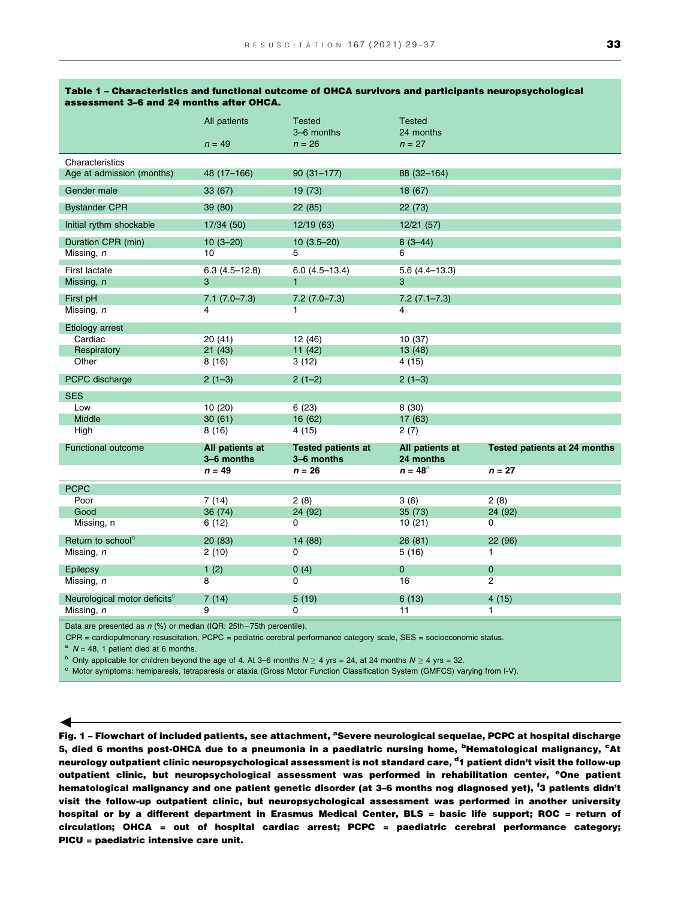**Table 1 – Characteristics and functional outcome of OHCA survivors and participants neuropsychological assessment 3–6 and 24 months after OHCA.**

| | All patients<br>$n = 49$ | Tested 3–6 months<br>$n = 26$ | Tested 24 months<br>$n = 27$ | |
|---|---|---|---|---|
| Characteristics | | | | |
| Age at admission (months) | 48 (17–166) | 90 (31–177) | 88 (32–164) | |
| Gender male | 33 (67) | 19 (73) | 18 (67) | |
| Bystander CPR | 39 (80) | 22 (85) | 22 (73) | |
| Initial rythm shockable | 17/34 (50) | 12/19 (63) | 12/21 (57) | |
| Duration CPR (min) | 10 (3–20) | 10 (3.5–20) | 8 (3–44) | |
| Missing, *n* | 10 | 5 | 6 | |
| First lactate | 6.3 (4.5–12.8) | 6.0 (4.5–13.4) | 5.6 (4.4–13.3) | |
| Missing, *n* | 3 | 1 | 3 | |
| First pH | 7.1 (7.0–7.3) | 7.2 (7.0–7.3) | 7.2 (7.1–7.3) | |
| Missing, *n* | 4 | 1 | 4 | |
| Etiology arrest | | | | |
| Cardiac | 20 (41) | 12 (46) | 10 (37) | |
| Respiratory | 21 (43) | 11 (42) | 13 (48) | |
| Other | 8 (16) | 3 (12) | 4 (15) | |
| PCPC discharge | 2 (1–3) | 2 (1–2) | 2 (1–3) | |
| SES | | | | |
| Low | 10 (20) | 6 (23) | 8 (30) | |
| Middle | 30 (61) | 16 (62) | 17 (63) | |
| High | 8 (16) | 4 (15) | 2 (7) | |
| **Functional outcome** | **All patients at 3–6 months**<br>$n = 49$ | **Tested patients at 3–6 months**<br>$n = 26$ | **All patients at 24 months**<br>$n = 48$[a] | **Tested patients at 24 months**<br>$n = 27$ |
| PCPC | | | | |
| Poor | 7 (14) | 2 (8) | 3 (6) | 2 (8) |
| Good | 36 (74) | 24 (92) | 35 (73) | 24 (92) |
| Missing, n | 6 (12) | 0 | 10 (21) | 0 |
| Return to school[b] | 20 (83) | 14 (88) | 26 (81) | 22 (96) |
| Missing, *n* | 2 (10) | 0 | 5 (16) | 1 |
| Epilepsy | 1 (2) | 0 (4) | 0 | 0 |
| Missing, *n* | 8 | 0 | 16 | 2 |
| Neurological motor deficits[c] | 7 (14) | 5 (19) | 6 (13) | 4 (15) |
| Missing, *n* | 9 | 0 | 11 | 1 |

Data are presented as *n* (%) or median (IQR: 25th−75th percentile).

CPR = cardiopulmonary resuscitation, PCPC = pediatric cerebral performance category scale, SES = socioeconomic status.

[a] $N = 48$, 1 patient died at 6 months.

[b] Only applicable for children beyond the age of 4. At 3–6 months $N \geq 4$ yrs = 24, at 24 months $N \geq 4$ yrs = 32.

[c] Motor symptoms: hemiparesis, tetraparesis or ataxia (Gross Motor Function Classification System (GMFCS) varying from I-V).

**Fig. 1 – Flowchart of included patients, see attachment, [a]Severe neurological sequelae, PCPC at hospital discharge 5, died 6 months post-OHCA due to a pneumonia in a paediatric nursing home, [b]Hematological malignancy, [c]At neurology outpatient clinic neuropsychological assessment is not standard care, [d]1 patient didn't visit the follow-up outpatient clinic, but neuropsychological assessment was performed in rehabilitation center, [e]One patient hematological malignancy and one patient genetic disorder (at 3–6 months nog diagnosed yet), [f]3 patients didn't visit the follow-up outpatient clinic, but neuropsychological assessment was performed in another university hospital or by a different department in Erasmus Medical Center, BLS = basic life support; ROC = return of circulation; OHCA = out of hospital cardiac arrest; PCPC = paediatric cerebral performance category; PICU = paediatric intensive care unit.**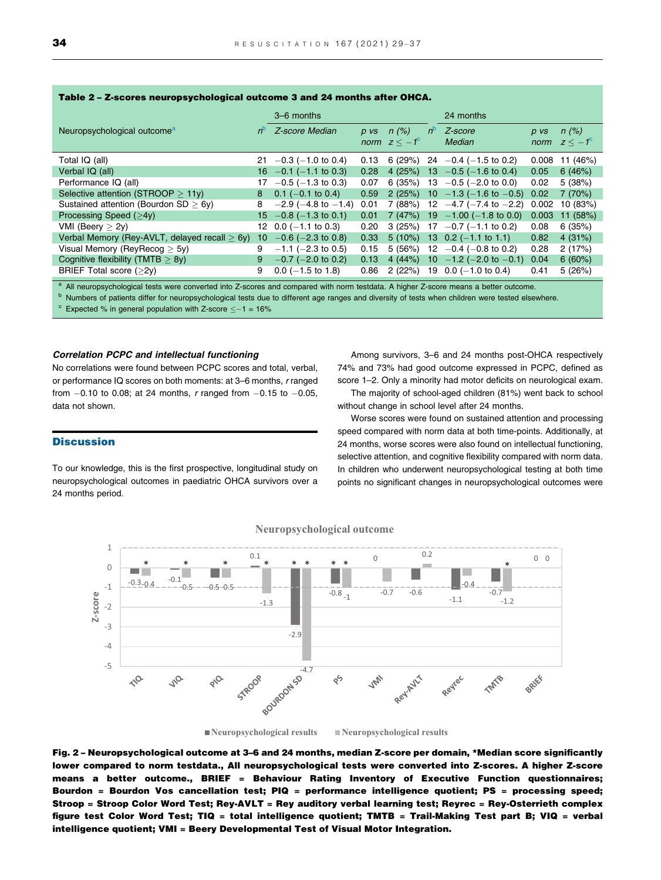**Table 2 – Z-scores neuropsychological outcome 3 and 24 months after OHCA.**

| Neuropsychological outcome[a] | 3–6 months | | | | 24 months | | | |
|---|---|---|---|---|---|---|---|---|
| | $n$[b] | Z-score Median | p vs norm | n (%) $z \leq -1$[c] | $n$[b] | Z-score Median | p vs norm | n (%) $z \leq -1$[c] |
| Total IQ (all) | 21 | −0.3 (−1.0 to 0.4) | 0.13 | 6 (29%) | 24 | −0.4 (−1.5 to 0.2) | 0.008 | 11 (46%) |
| Verbal IQ (all) | 16 | −0.1 (−1.1 to 0.3) | 0.28 | 4 (25%) | 13 | −0.5 (−1.6 to 0.4) | 0.05 | 6 (46%) |
| Performance IQ (all) | 17 | −0.5 (−1.3 to 0.3) | 0.07 | 6 (35%) | 13 | −0.5 (−2.0 to 0.0) | 0.02 | 5 (38%) |
| Selective attention (STROOP ≥ 11y) | 8 | 0.1 (−0.1 to 0.4) | 0.59 | 2 (25%) | 10 | −1.3 (−1.6 to −0.5) | 0.02 | 7 (70%) |
| Sustained attention (Bourdon SD ≥ 6y) | 8 | −2.9 (−4.8 to −1.4) | 0.01 | 7 (88%) | 12 | −4.7 (−7.4 to −2.2) | 0.002 | 10 (83%) |
| Processing Speed (≥4y) | 15 | −0.8 (−1.3 to 0.1) | 0.01 | 7 (47%) | 19 | −1.00 (−1.8 to 0.0) | 0.003 | 11 (58%) |
| VMI (Beery ≥ 2y) | 12 | 0.0 (−1.1 to 0.3) | 0.20 | 3 (25%) | 17 | −0.7 (−1.1 to 0.2) | 0.08 | 6 (35%) |
| Verbal Memory (Rey-AVLT, delayed recall ≥ 6y) | 10 | −0.6 (−2.3 to 0.8) | 0.33 | 5 (10%) | 13 | 0.2 (−1.1 to 1.1) | 0.82 | 4 (31%) |
| Visual Memory (ReyRecog ≥ 5y) | 9 | −1.1 (−2.3 to 0.5) | 0.15 | 5 (56%) | 12 | −0.4 (−0.8 to 0.2) | 0.28 | 2 (17%) |
| Cognitive flexibility (TMTB ≥ 8y) | 9 | −0.7 (−2.0 to 0.2) | 0.13 | 4 (44%) | 10 | −1.2 (−2.0 to −0.1) | 0.04 | 6 (60%) |
| BRIEF Total score (≥2y) | 9 | 0.0 (−1.5 to 1.8) | 0.86 | 2 (22%) | 19 | 0.0 (−1.0 to 0.4) | 0.41 | 5 (26%) |

[a] All neuropsychological tests were converted into Z-scores and compared with norm testdata. A higher Z-score means a better outcome.
[b] Numbers of patients differ for neuropsychological tests due to different age ranges and diversity of tests when children were tested elsewhere.
[c] Expected % in general population with Z-score ≤−1 = 16%

### Correlation PCPC and intellectual functioning

No correlations were found between PCPC scores and total, verbal, or performance IQ scores on both moments: at 3–6 months, $r$ ranged from −0.10 to 0.08; at 24 months, $r$ ranged from −0.15 to −0.05, data not shown.

## Discussion

To our knowledge, this is the first prospective, longitudinal study on neuropsychological outcomes in paediatric OHCA survivors over a 24 months period.

Among survivors, 3–6 and 24 months post-OHCA respectively 74% and 73% had good outcome expressed in PCPC, defined as score 1–2. Only a minority had motor deficits on neurological exam.

The majority of school-aged children (81%) went back to school without change in school level after 24 months.

Worse scores were found on sustained attention and processing speed compared with norm data at both time-points. Additionally, at 24 months, worse scores were also found on intellectual functioning, selective attention, and cognitive flexibility compared with norm data. In children who underwent neuropsychological testing at both time points no significant changes in neuropsychological outcomes were

**Fig. 2 – Neuropsychological outcome at 3–6 and 24 months, median Z-score per domain, *Median score significantly lower compared to norm testdata., All neuropsychological tests were converted into Z-scores. A higher Z-score means a better outcome., BRIEF = Behaviour Rating Inventory of Executive Function questionnaires; Bourdon = Bourdon Vos cancellation test; PIQ = performance intelligence quotient; PS = processing speed; Stroop = Stroop Color Word Test; Rey-AVLT = Rey auditory verbal learning test; Reyrec = Rey-Osterrieth complex figure test Color Word Test; TIQ = total intelligence quotient; TMTB = Trail-Making Test part B; VIQ = verbal intelligence quotient; VMI = Beery Developmental Test of Visual Motor Integration.**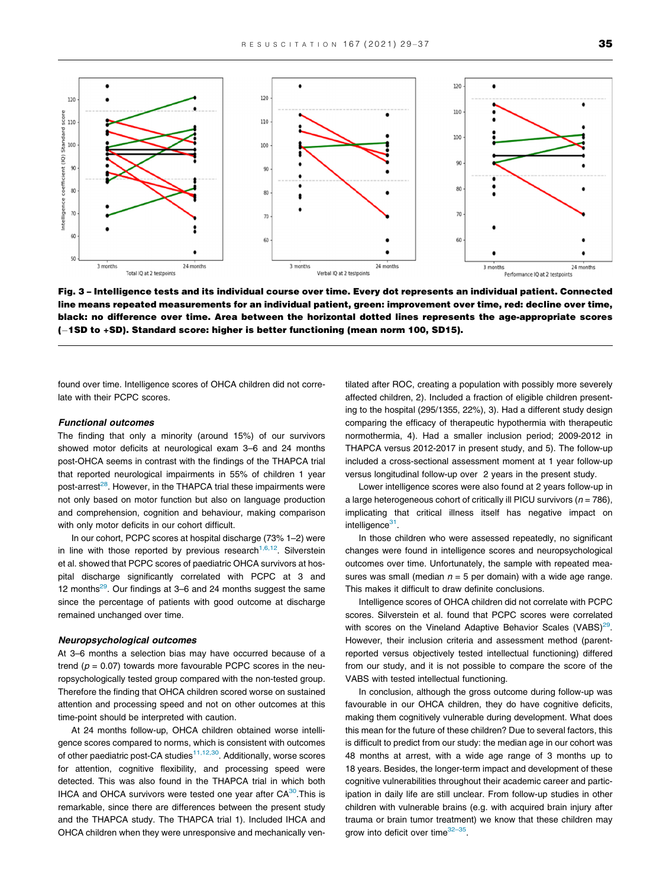Fig. 3 – Intelligence tests and its individual course over time. Every dot represents an individual patient. Connected line means repeated measurements for an individual patient, green: improvement over time, red: decline over time, black: no difference over time. Area between the horizontal dotted lines represents the age-appropriate scores (−1SD to +SD). Standard score: higher is better functioning (mean norm 100, SD15).

found over time. Intelligence scores of OHCA children did not correlate with their PCPC scores.

### Functional outcomes

The finding that only a minority (around 15%) of our survivors showed motor deficits at neurological exam 3–6 and 24 months post-OHCA seems in contrast with the findings of the THAPCA trial that reported neurological impairments in 55% of children 1 year post-arrest[28]. However, in the THAPCA trial these impairments were not only based on motor function but also on language production and comprehension, cognition and behaviour, making comparison with only motor deficits in our cohort difficult.

In our cohort, PCPC scores at hospital discharge (73% 1–2) were in line with those reported by previous research[1,6,12]. Silverstein et al. showed that PCPC scores of paediatric OHCA survivors at hospital discharge significantly correlated with PCPC at 3 and 12 months[29]. Our findings at 3–6 and 24 months suggest the same since the percentage of patients with good outcome at discharge remained unchanged over time.

### Neuropsychological outcomes

At 3–6 months a selection bias may have occurred because of a trend ($p = 0.07$) towards more favourable PCPC scores in the neuropsychologically tested group compared with the non-tested group. Therefore the finding that OHCA children scored worse on sustained attention and processing speed and not on other outcomes at this time-point should be interpreted with caution.

At 24 months follow-up, OHCA children obtained worse intelligence scores compared to norms, which is consistent with outcomes of other paediatric post-CA studies[11,12,30]. Additionally, worse scores for attention, cognitive flexibility, and processing speed were detected. This was also found in the THAPCA trial in which both IHCA and OHCA survivors were tested one year after CA[30].This is remarkable, since there are differences between the present study and the THAPCA study. The THAPCA trial 1). Included IHCA and OHCA children when they were unresponsive and mechanically ventilated after ROC, creating a population with possibly more severely affected children, 2). Included a fraction of eligible children presenting to the hospital (295/1355, 22%), 3). Had a different study design comparing the efficacy of therapeutic hypothermia with therapeutic normothermia, 4). Had a smaller inclusion period; 2009-2012 in THAPCA versus 2012-2017 in present study, and 5). The follow-up included a cross-sectional assessment moment at 1 year follow-up versus longitudinal follow-up over 2 years in the present study.

Lower intelligence scores were also found at 2 years follow-up in a large heterogeneous cohort of critically ill PICU survivors ($n = 786$), implicating that critical illness itself has negative impact on intelligence[31].

In those children who were assessed repeatedly, no significant changes were found in intelligence scores and neuropsychological outcomes over time. Unfortunately, the sample with repeated measures was small (median $n = 5$ per domain) with a wide age range. This makes it difficult to draw definite conclusions.

Intelligence scores of OHCA children did not correlate with PCPC scores. Silverstein et al. found that PCPC scores were correlated with scores on the Vineland Adaptive Behavior Scales (VABS)[29]. However, their inclusion criteria and assessment method (parent-reported versus objectively tested intellectual functioning) differed from our study, and it is not possible to compare the score of the VABS with tested intellectual functioning.

In conclusion, although the gross outcome during follow-up was favourable in our OHCA children, they do have cognitive deficits, making them cognitively vulnerable during development. What does this mean for the future of these children? Due to several factors, this is difficult to predict from our study: the median age in our cohort was 48 months at arrest, with a wide age range of 3 months up to 18 years. Besides, the longer-term impact and development of these cognitive vulnerabilities throughout their academic career and participation in daily life are still unclear. From follow-up studies in other children with vulnerable brains (e.g. with acquired brain injury after trauma or brain tumor treatment) we know that these children may grow into deficit over time[32–35].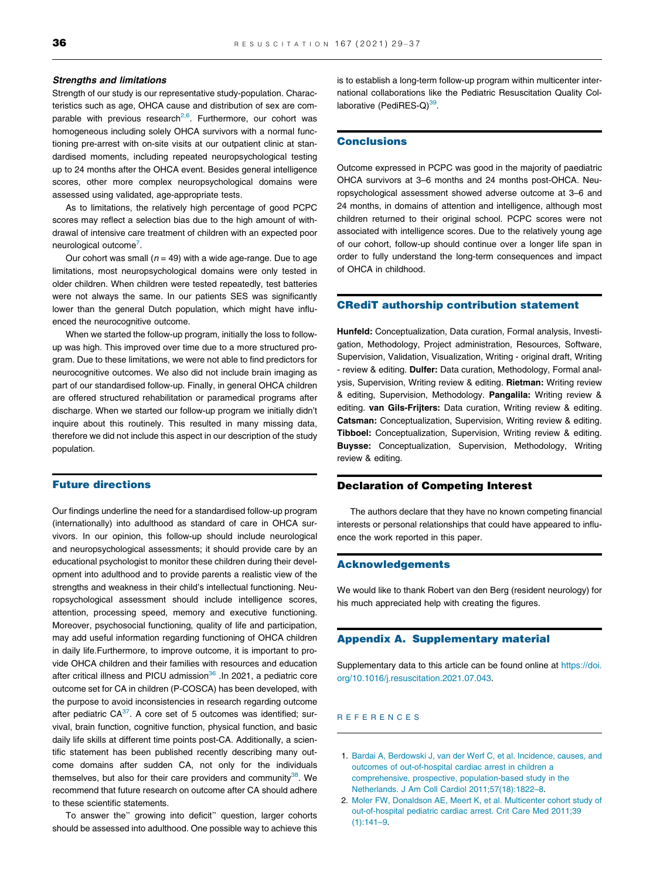### *Strengths and limitations*

Strength of our study is our representative study-population. Characteristics such as age, OHCA cause and distribution of sex are comparable with previous research[2,6]. Furthermore, our cohort was homogeneous including solely OHCA survivors with a normal functioning pre-arrest with on-site visits at our outpatient clinic at standardised moments, including repeated neuropsychological testing up to 24 months after the OHCA event. Besides general intelligence scores, other more complex neuropsychological domains were assessed using validated, age-appropriate tests.

As to limitations, the relatively high percentage of good PCPC scores may reflect a selection bias due to the high amount of withdrawal of intensive care treatment of children with an expected poor neurological outcome[7].

Our cohort was small ($n = 49$) with a wide age-range. Due to age limitations, most neuropsychological domains were only tested in older children. When children were tested repeatedly, test batteries were not always the same. In our patients SES was significantly lower than the general Dutch population, which might have influenced the neurocognitive outcome.

When we started the follow-up program, initially the loss to follow-up was high. This improved over time due to a more structured program. Due to these limitations, we were not able to find predictors for neurocognitive outcomes. We also did not include brain imaging as part of our standardised follow-up. Finally, in general OHCA children are offered structured rehabilitation or paramedical programs after discharge. When we started our follow-up program we initially didn't inquire about this routinely. This resulted in many missing data, therefore we did not include this aspect in our description of the study population.

## Future directions

Our findings underline the need for a standardised follow-up program (internationally) into adulthood as standard of care in OHCA survivors. In our opinion, this follow-up should include neurological and neuropsychological assessments; it should provide care by an educational psychologist to monitor these children during their development into adulthood and to provide parents a realistic view of the strengths and weakness in their child's intellectual functioning. Neuropsychological assessment should include intelligence scores, attention, processing speed, memory and executive functioning. Moreover, psychosocial functioning, quality of life and participation, may add useful information regarding functioning of OHCA children in daily life.Furthermore, to improve outcome, it is important to provide OHCA children and their families with resources and education after critical illness and PICU admission[36] .In 2021, a pediatric core outcome set for CA in children (P-COSCA) has been developed, with the purpose to avoid inconsistencies in research regarding outcome after pediatric CA[37]. A core set of 5 outcomes was identified; survival, brain function, cognitive function, physical function, and basic daily life skills at different time points post-CA. Additionally, a scientific statement has been published recently describing many outcome domains after sudden CA, not only for the individuals themselves, but also for their care providers and community[38]. We recommend that future research on outcome after CA should adhere to these scientific statements.

To answer the" growing into deficit" question, larger cohorts should be assessed into adulthood. One possible way to achieve this is to establish a long-term follow-up program within multicenter international collaborations like the Pediatric Resuscitation Quality Collaborative (PediRES-Q)[39].

## Conclusions

Outcome expressed in PCPC was good in the majority of paediatric OHCA survivors at 3–6 months and 24 months post-OHCA. Neuropsychological assessment showed adverse outcome at 3–6 and 24 months, in domains of attention and intelligence, although most children returned to their original school. PCPC scores were not associated with intelligence scores. Due to the relatively young age of our cohort, follow-up should continue over a longer life span in order to fully understand the long-term consequences and impact of OHCA in childhood.

## CRediT authorship contribution statement

**Hunfeld:** Conceptualization, Data curation, Formal analysis, Investigation, Methodology, Project administration, Resources, Software, Supervision, Validation, Visualization, Writing - original draft, Writing - review & editing. **Dulfer:** Data curation, Methodology, Formal analysis, Supervision, Writing review & editing. **Rietman:** Writing review & editing, Supervision, Methodology. **Pangalila:** Writing review & editing. **van Gils-Frijters:** Data curation, Writing review & editing. **Catsman:** Conceptualization, Supervision, Writing review & editing. **Tibboel:** Conceptualization, Supervision, Writing review & editing. **Buysse:** Conceptualization, Supervision, Methodology, Writing review & editing.

## Declaration of Competing Interest

The authors declare that they have no known competing financial interests or personal relationships that could have appeared to influence the work reported in this paper.

## Acknowledgements

We would like to thank Robert van den Berg (resident neurology) for his much appreciated help with creating the figures.

## Appendix A. Supplementary material

Supplementary data to this article can be found online at https://doi.org/10.1016/j.resuscitation.2021.07.043.

## REFERENCES

1. Bardai A, Berdowski J, van der Werf C, et al. Incidence, causes, and outcomes of out-of-hospital cardiac arrest in children a comprehensive, prospective, population-based study in the Netherlands. J Am Coll Cardiol 2011;57(18):1822–8.
2. Moler FW, Donaldson AE, Meert K, et al. Multicenter cohort study of out-of-hospital pediatric cardiac arrest. Crit Care Med 2011;39 (1):141–9.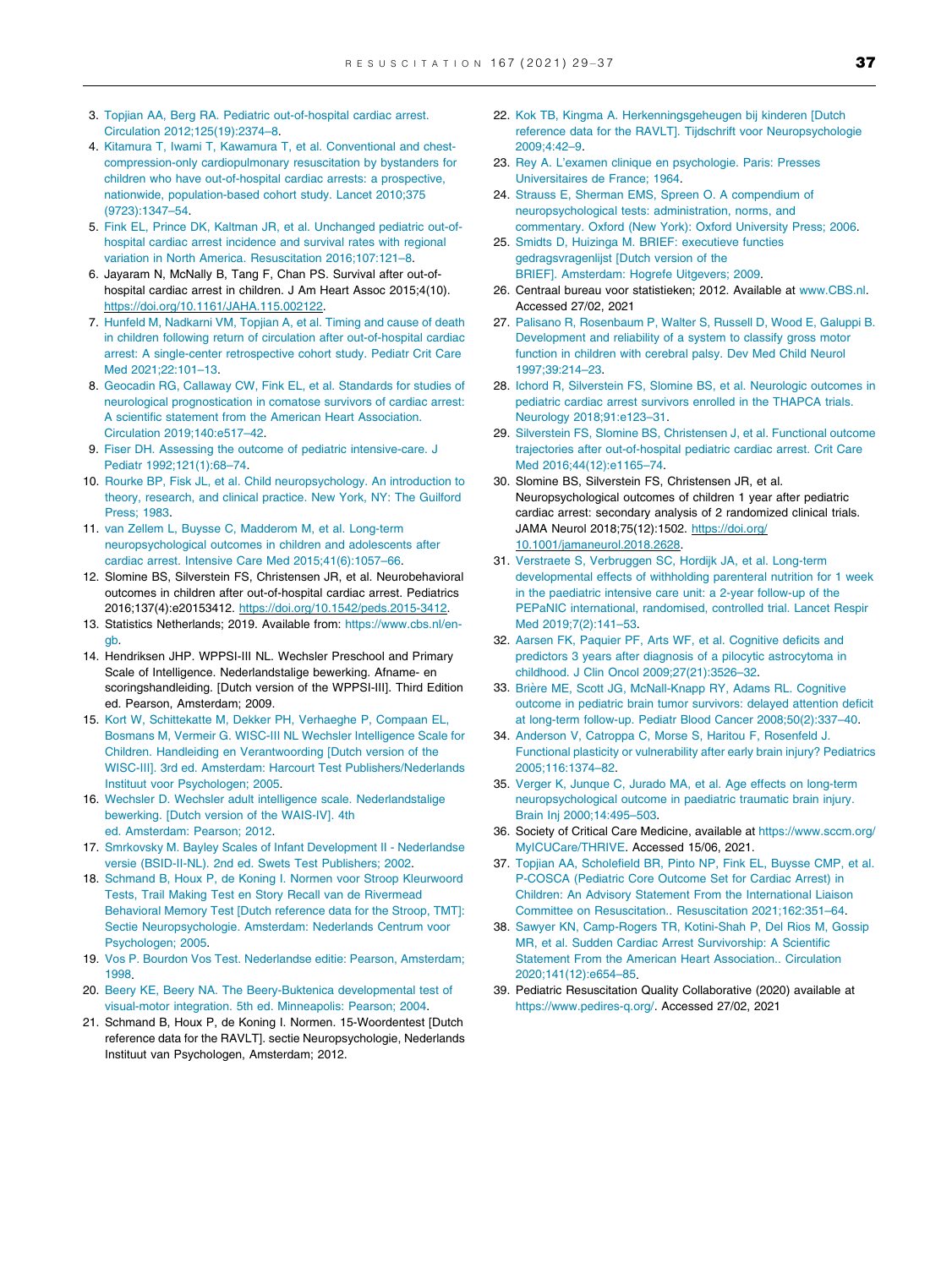3. Topjian AA, Berg RA. Pediatric out-of-hospital cardiac arrest. Circulation 2012;125(19):2374–8.
4. Kitamura T, Iwami T, Kawamura T, et al. Conventional and chest-compression-only cardiopulmonary resuscitation by bystanders for children who have out-of-hospital cardiac arrests: a prospective, nationwide, population-based cohort study. Lancet 2010;375 (9723):1347–54.
5. Fink EL, Prince DK, Kaltman JR, et al. Unchanged pediatric out-of-hospital cardiac arrest incidence and survival rates with regional variation in North America. Resuscitation 2016;107:121–8.
6. Jayaram N, McNally B, Tang F, Chan PS. Survival after out-of-hospital cardiac arrest in children. J Am Heart Assoc 2015;4(10). https://doi.org/10.1161/JAHA.115.002122.
7. Hunfeld M, Nadkarni VM, Topjian A, et al. Timing and cause of death in children following return of circulation after out-of-hospital cardiac arrest: A single-center retrospective cohort study. Pediatr Crit Care Med 2021;22:101–13.
8. Geocadin RG, Callaway CW, Fink EL, et al. Standards for studies of neurological prognostication in comatose survivors of cardiac arrest: A scientific statement from the American Heart Association. Circulation 2019;140:e517–42.
9. Fiser DH. Assessing the outcome of pediatric intensive-care. J Pediatr 1992;121(1):68–74.
10. Rourke BP, Fisk JL, et al. Child neuropsychology. An introduction to theory, research, and clinical practice. New York, NY: The Guilford Press; 1983.
11. van Zellem L, Buysse C, Madderom M, et al. Long-term neuropsychological outcomes in children and adolescents after cardiac arrest. Intensive Care Med 2015;41(6):1057–66.
12. Slomine BS, Silverstein FS, Christensen JR, et al. Neurobehavioral outcomes in children after out-of-hospital cardiac arrest. Pediatrics 2016;137(4):e20153412. https://doi.org/10.1542/peds.2015-3412.
13. Statistics Netherlands; 2019. Available from: https://www.cbs.nl/en-gb.
14. Hendriksen JHP. WPPSI-III NL. Wechsler Preschool and Primary Scale of Intelligence. Nederlandstalige bewerking. Afname- en scoringshandleiding. [Dutch version of the WPPSI-III]. Third Edition ed. Pearson, Amsterdam; 2009.
15. Kort W, Schittekatte M, Dekker PH, Verhaeghe P, Compaan EL, Bosmans M, Vermeir G. WISC-III NL Wechsler Intelligence Scale for Children. Handleiding en Verantwoording [Dutch version of the WISC-III]. 3rd ed. Amsterdam: Harcourt Test Publishers/Nederlands Instituut voor Psychologen; 2005.
16. Wechsler D. Wechsler adult intelligence scale. Nederlandstalige bewerking. [Dutch version of the WAIS-IV]. 4th ed. Amsterdam: Pearson; 2012.
17. Smrkovsky M. Bayley Scales of Infant Development II - Nederlandse versie (BSID-II-NL). 2nd ed. Swets Test Publishers; 2002.
18. Schmand B, Houx P, de Koning I. Normen voor Stroop Kleurwoord Tests, Trail Making Test en Story Recall van de Rivermead Behavioral Memory Test [Dutch reference data for the Stroop, TMT]: Sectie Neuropsychologie. Amsterdam: Nederlands Centrum voor Psychologen; 2005.
19. Vos P. Bourdon Vos Test. Nederlandse editie: Pearson, Amsterdam; 1998.
20. Beery KE, Beery NA. The Beery-Buktenica developmental test of visual-motor integration. 5th ed. Minneapolis: Pearson; 2004.
21. Schmand B, Houx P, de Koning I. Normen. 15-Woordentest [Dutch reference data for the RAVLT]. sectie Neuropsychologie, Nederlands Instituut van Psychologen, Amsterdam; 2012.
22. Kok TB, Kingma A. Herkenningsgeheugen bij kinderen [Dutch reference data for the RAVLT]. Tijdschrift voor Neuropsychologie 2009;4:42–9.
23. Rey A. L'examen clinique en psychologie. Paris: Presses Universitaires de France; 1964.
24. Strauss E, Sherman EMS, Spreen O. A compendium of neuropsychological tests: administration, norms, and commentary. Oxford (New York): Oxford University Press; 2006.
25. Smidts D, Huizinga M. BRIEF: executieve functies gedragsvragenlijst [Dutch version of the BRIEF]. Amsterdam: Hogrefe Uitgevers; 2009.
26. Centraal bureau voor statistieken; 2012. Available at www.CBS.nl. Accessed 27/02, 2021
27. Palisano R, Rosenbaum P, Walter S, Russell D, Wood E, Galuppi B. Development and reliability of a system to classify gross motor function in children with cerebral palsy. Dev Med Child Neurol 1997;39:214–23.
28. Ichord R, Silverstein FS, Slomine BS, et al. Neurologic outcomes in pediatric cardiac arrest survivors enrolled in the THAPCA trials. Neurology 2018;91:e123–31.
29. Silverstein FS, Slomine BS, Christensen J, et al. Functional outcome trajectories after out-of-hospital pediatric cardiac arrest. Crit Care Med 2016;44(12):e1165–74.
30. Slomine BS, Silverstein FS, Christensen JR, et al. Neuropsychological outcomes of children 1 year after pediatric cardiac arrest: secondary analysis of 2 randomized clinical trials. JAMA Neurol 2018;75(12):1502. https://doi.org/10.1001/jamaneurol.2018.2628.
31. Verstraete S, Verbruggen SC, Hordijk JA, et al. Long-term developmental effects of withholding parenteral nutrition for 1 week in the paediatric intensive care unit: a 2-year follow-up of the PEPaNIC international, randomised, controlled trial. Lancet Respir Med 2019;7(2):141–53.
32. Aarsen FK, Paquier PF, Arts WF, et al. Cognitive deficits and predictors 3 years after diagnosis of a pilocytic astrocytoma in childhood. J Clin Oncol 2009;27(21):3526–32.
33. Brière ME, Scott JG, McNall-Knapp RY, Adams RL. Cognitive outcome in pediatric brain tumor survivors: delayed attention deficit at long-term follow-up. Pediatr Blood Cancer 2008;50(2):337–40.
34. Anderson V, Catroppa C, Morse S, Haritou F, Rosenfeld J. Functional plasticity or vulnerability after early brain injury? Pediatrics 2005;116:1374–82.
35. Verger K, Junque C, Jurado MA, et al. Age effects on long-term neuropsychological outcome in paediatric traumatic brain injury. Brain Inj 2000;14:495–503.
36. Society of Critical Care Medicine, available at https://www.sccm.org/MyICUCare/THRIVE. Accessed 15/06, 2021.
37. Topjian AA, Scholefield BR, Pinto NP, Fink EL, Buysse CMP, et al. P-COSCA (Pediatric Core Outcome Set for Cardiac Arrest) in Children: An Advisory Statement From the International Liaison Committee on Resuscitation.. Resuscitation 2021;162:351–64.
38. Sawyer KN, Camp-Rogers TR, Kotini-Shah P, Del Rios M, Gossip MR, et al. Sudden Cardiac Arrest Survivorship: A Scientific Statement From the American Heart Association.. Circulation 2020;141(12):e654–85.
39. Pediatric Resuscitation Quality Collaborative (2020) available at https://www.pedires-q.org/. Accessed 27/02, 2021